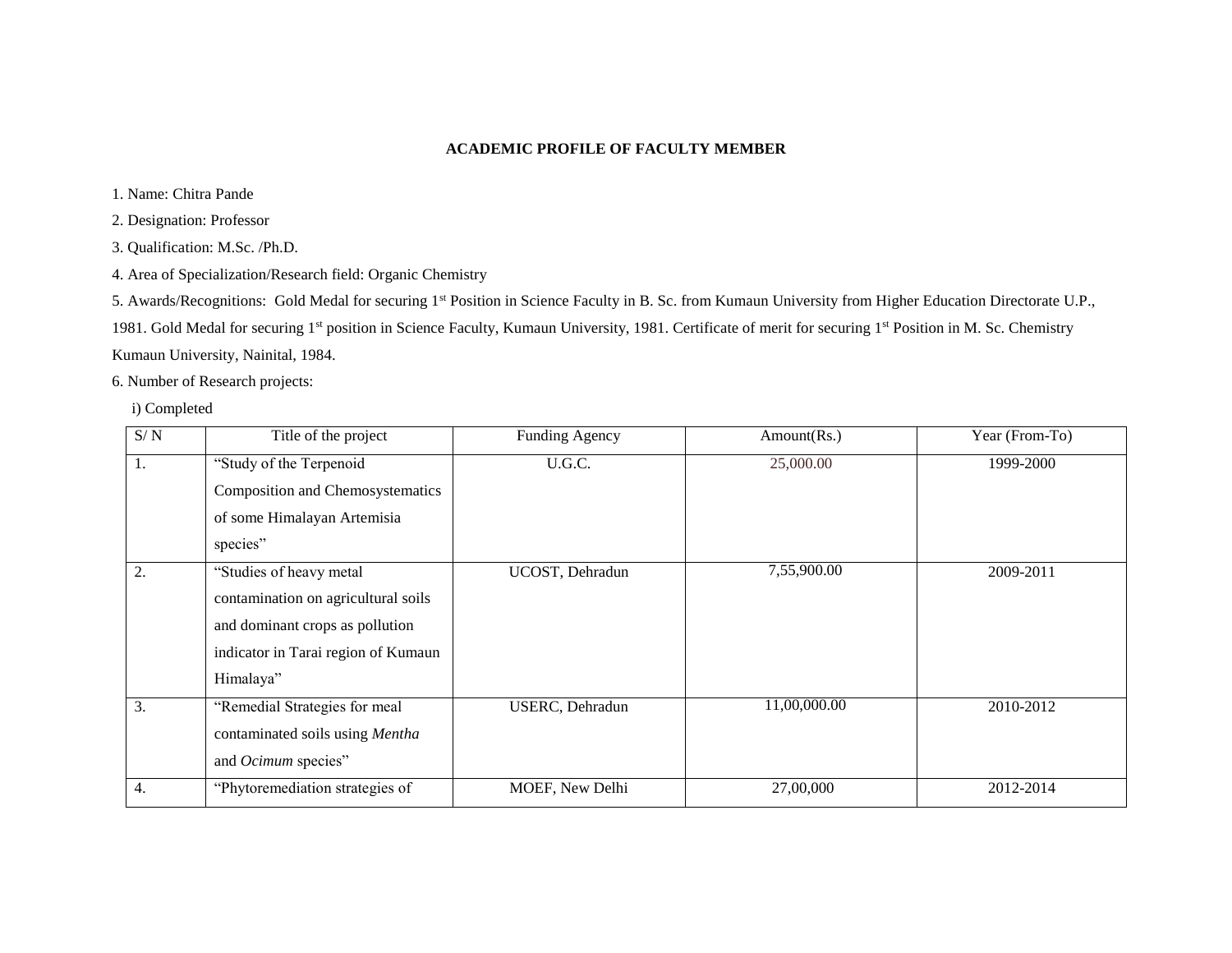# ACADEMIC PROFILE OF FACULTY MEMBER

1. Name: Chitra Pande

2. Designation: Professor

3. Qualification: M.Sc. /Ph.D.

4. Area of Specialization/Research field: Organic Chemistry

5. Awards/Recognitions: Gold Medal for securing 1st Position in Science Faculty in B. Sc. from Kumaun University from Higher Education Directorate U.P., 1981. Gold Medal for securing 1st position in Science Faculty, Kumaun University, 1981. Certificate of merit for securing 1st Position in M. Sc. Chemistry Kumaun University, Nainital, 1984.

6. Number of Research projects:

i) Completed

| S/ N | Title of the project | Funding Agency | Amount(Rs.) | Year (From-To) |
|---|---|---|---|---|
| 1. | "Study of the Terpenoid Composition and Chemosystematics of some Himalayan Artemisia species" | U.G.C. | 25,000.00 | 1999-2000 |
| 2. | "Studies of heavy metal contamination on agricultural soils and dominant crops as pollution indicator in Tarai region of Kumaun Himalaya" | UCOST, Dehradun | 7,55,900.00 | 2009-2011 |
| 3. | "Remedial Strategies for meal contaminated soils using *Mentha* and *Ocimum* species" | USERC, Dehradun | 11,00,000.00 | 2010-2012 |
| 4. | "Phytoremediation strategies of | MOEF, New Delhi | 27,00,000 | 2012-2014 |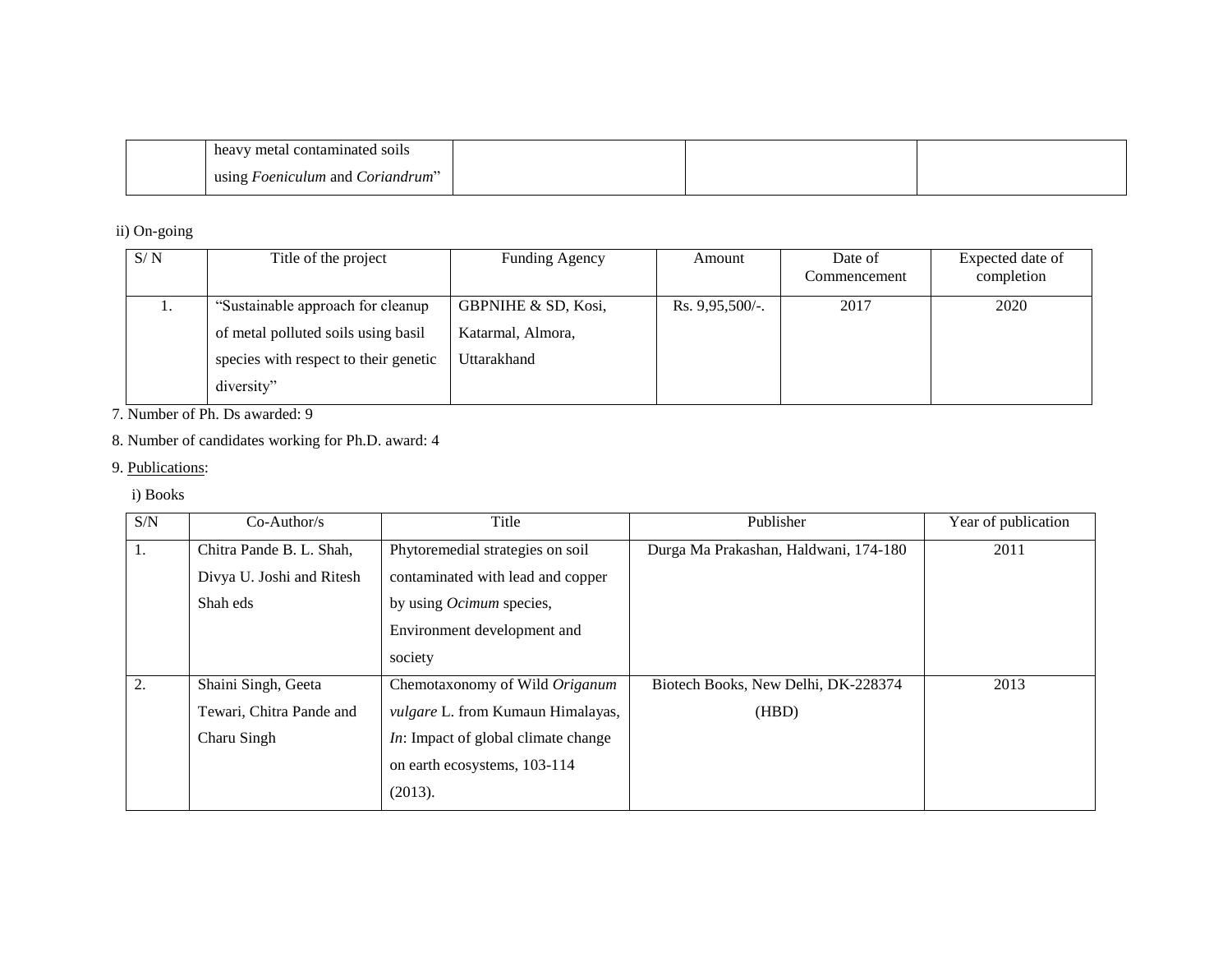|  | heavy metal contaminated soils using *Foeniculum* and *Coriandrum*" |  |  |  |
|---|---|---|---|---|

ii) On-going

| S/ N | Title of the project | Funding Agency | Amount | Date of Commencement | Expected date of completion |
|---|---|---|---|---|---|
| 1. | "Sustainable approach for cleanup of metal polluted soils using basil species with respect to their genetic diversity" | GBPNIHE & SD, Kosi, Katarmal, Almora, Uttarakhand | Rs. 9,95,500/-. | 2017 | 2020 |

7. Number of Ph. Ds awarded: 9

8. Number of candidates working for Ph.D. award: 4

9. Publications:

i) Books

| S/N | Co-Author/s | Title | Publisher | Year of publication |
|---|---|---|---|---|
| 1. | Chitra Pande B. L. Shah, Divya U. Joshi and Ritesh Shah eds | Phytoremedial strategies on soil contaminated with lead and copper by using *Ocimum* species, Environment development and society | Durga Ma Prakashan, Haldwani, 174-180 | 2011 |
| 2. | Shaini Singh, Geeta Tewari, Chitra Pande and Charu Singh | Chemotaxonomy of Wild *Origanum vulgare* L. from Kumaun Himalayas, *In*: Impact of global climate change on earth ecosystems, 103-114 (2013). | Biotech Books, New Delhi, DK-228374 (HBD) | 2013 |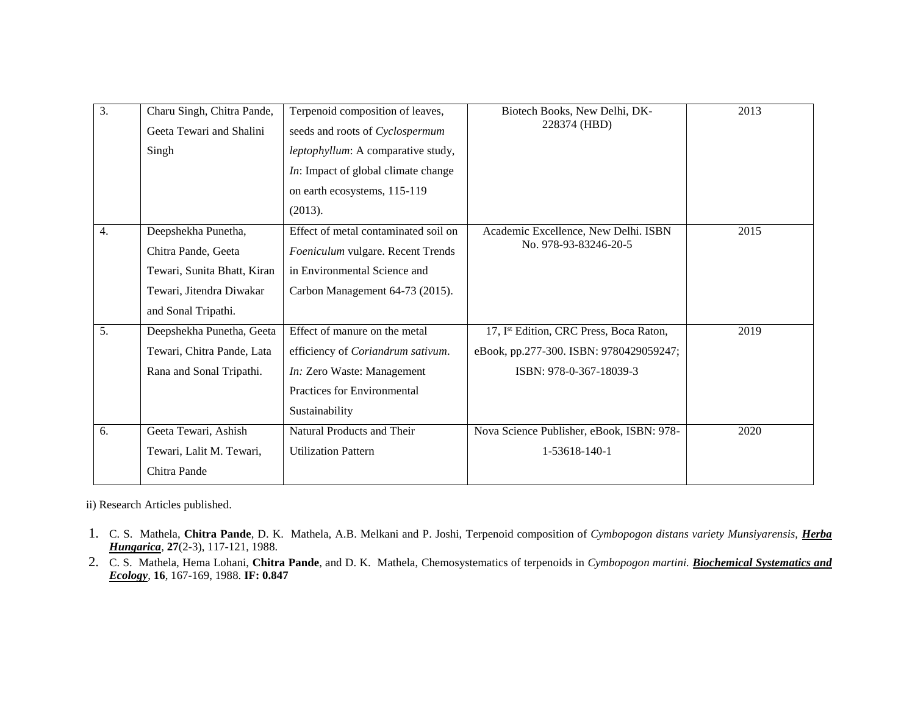| 3. | Charu Singh, Chitra Pande, Geeta Tewari and Shalini Singh | Terpenoid composition of leaves, seeds and roots of *Cyclospermum leptophyllum*: A comparative study, *In*: Impact of global climate change on earth ecosystems, 115-119 (2013). | Biotech Books, New Delhi, DK-228374 (HBD) | 2013 |
|---|---|---|---|---|
| 4. | Deepshekha Punetha, Chitra Pande, Geeta Tewari, Sunita Bhatt, Kiran Tewari, Jitendra Diwakar and Sonal Tripathi. | Effect of metal contaminated soil on *Foeniculum* vulgare. Recent Trends in Environmental Science and Carbon Management 64-73 (2015). | Academic Excellence, New Delhi. ISBN No. 978-93-83246-20-5 | 2015 |
| 5. | Deepshekha Punetha, Geeta Tewari, Chitra Pande, Lata Rana and Sonal Tripathi. | Effect of manure on the metal efficiency of *Coriandrum sativum*. *In:* Zero Waste: Management Practices for Environmental Sustainability | 17, I[st] Edition, CRC Press, Boca Raton, eBook, pp.277-300. ISBN: 9780429059247; ISBN: 978-0-367-18039-3 | 2019 |
| 6. | Geeta Tewari, Ashish Tewari, Lalit M. Tewari, Chitra Pande | Natural Products and Their Utilization Pattern | Nova Science Publisher, eBook, ISBN: 978-1-53618-140-1 | 2020 |

ii) Research Articles published.

1. C. S. Mathela, **Chitra Pande**, D. K. Mathela, A.B. Melkani and P. Joshi, Terpenoid composition of *Cymbopogon distans variety Munsiyarensis*, ***Herba Hungarica***, **27**(2-3), 117-121, 1988.
2. C. S. Mathela, Hema Lohani, **Chitra Pande**, and D. K. Mathela, Chemosystematics of terpenoids in *Cymbopogon martini.* ***Biochemical Systematics and Ecology***, **16**, 167-169, 1988. **IF: 0.847**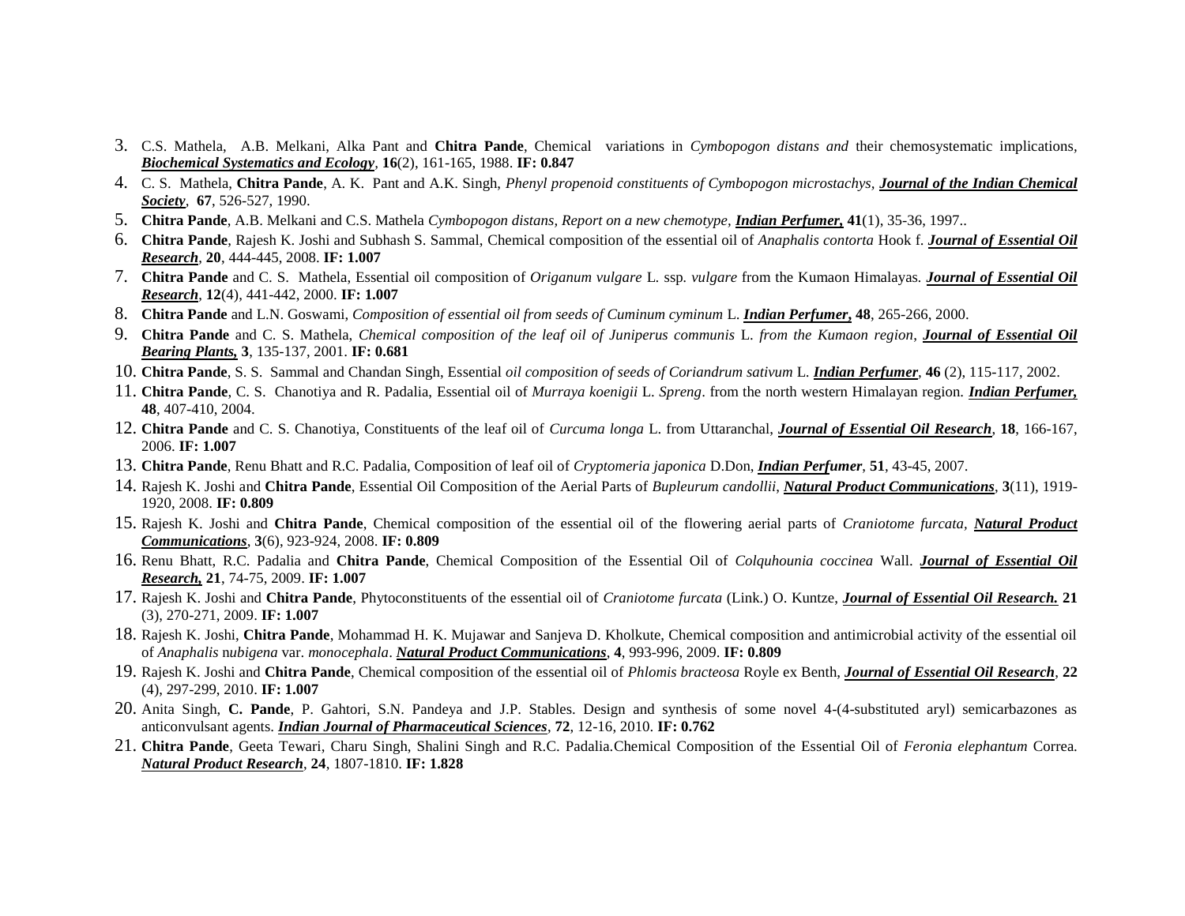3. C.S. Mathela, A.B. Melkani, Alka Pant and **Chitra Pande**, Chemical variations in *Cymbopogon distans and* their chemosystematic implications, ***Biochemical Systematics and Ecology***, **16**(2), 161-165, 1988. **IF: 0.847**
4. C. S. Mathela, **Chitra Pande**, A. K. Pant and A.K. Singh, *Phenyl propenoid constituents of Cymbopogon microstachys*, ***Journal of the Indian Chemical Society***, **67**, 526-527, 1990.
5. **Chitra Pande**, A.B. Melkani and C.S. Mathela *Cymbopogon distans, Report on a new chemotype*, ***Indian Perfumer,*** **41**(1), 35-36, 1997..
6. **Chitra Pande**, Rajesh K. Joshi and Subhash S. Sammal, Chemical composition of the essential oil of *Anaphalis contorta* Hook f. ***Journal of Essential Oil Research***, **20**, 444-445, 2008. **IF: 1.007**
7. **Chitra Pande** and C. S. Mathela, Essential oil composition of *Origanum vulgare* L. ssp. *vulgare* from the Kumaon Himalayas. ***Journal of Essential Oil Research***, **12**(4), 441-442, 2000. **IF: 1.007**
8. **Chitra Pande** and L.N. Goswami, *Composition of essential oil from seeds of Cuminum cyminum* L. ***Indian Perfumer,*** **48**, 265-266, 2000.
9. **Chitra Pande** and C. S. Mathela, *Chemical composition of the leaf oil of Juniperus communis* L. *from the Kumaon region*, ***Journal of Essential Oil Bearing Plants,*** **3**, 135-137, 2001. **IF: 0.681**
10. **Chitra Pande**, S. S. Sammal and Chandan Singh, Essential *oil composition of seeds of Coriandrum sativum* L. ***Indian Perfumer***, **46** (2), 115-117, 2002.
11. **Chitra Pande**, C. S. Chanotiya and R. Padalia, Essential oil of *Murraya koenigii* L. *Spreng*. from the north western Himalayan region. ***Indian Perfumer,*** **48**, 407-410, 2004.
12. **Chitra Pande** and C. S. Chanotiya, Constituents of the leaf oil of *Curcuma longa* L. from Uttaranchal, ***Journal of Essential Oil Research***, **18**, 166-167, 2006. **IF: 1.007**
13. **Chitra Pande**, Renu Bhatt and R.C. Padalia, Composition of leaf oil of *Cryptomeria japonica* D.Don, ***Indian Perfumer***, **51**, 43-45, 2007.
14. Rajesh K. Joshi and **Chitra Pande**, Essential Oil Composition of the Aerial Parts of *Bupleurum candollii*, ***Natural Product Communications***, **3**(11), 1919-1920, 2008. **IF: 0.809**
15. Rajesh K. Joshi and **Chitra Pande**, Chemical composition of the essential oil of the flowering aerial parts of *Craniotome furcata,* ***Natural Product Communications***, **3**(6), 923-924, 2008. **IF: 0.809**
16. Renu Bhatt, R.C. Padalia and **Chitra Pande**, Chemical Composition of the Essential Oil of *Colquhounia coccinea* Wall. ***Journal of Essential Oil Research,*** **21**, 74-75, 2009. **IF: 1.007**
17. Rajesh K. Joshi and **Chitra Pande**, Phytoconstituents of the essential oil of *Craniotome furcata* (Link.) O. Kuntze, ***Journal of Essential Oil Research.*** **21** (3), 270-271, 2009. **IF: 1.007**
18. Rajesh K. Joshi, **Chitra Pande**, Mohammad H. K. Mujawar and Sanjeva D. Kholkute, Chemical composition and antimicrobial activity of the essential oil of *Anaphalis* n*ubigena* var. *monocephala*. ***Natural Product Communications***, **4**, 993-996, 2009. **IF: 0.809**
19. Rajesh K. Joshi and **Chitra Pande**, Chemical composition of the essential oil of *Phlomis bracteosa* Royle ex Benth, ***Journal of Essential Oil Research***, **22** (4), 297-299, 2010. **IF: 1.007**
20. Anita Singh, **C. Pande**, P. Gahtori, S.N. Pandeya and J.P. Stables. Design and synthesis of some novel 4-(4-substituted aryl) semicarbazones as anticonvulsant agents. ***Indian Journal of Pharmaceutical Sciences***, **72**, 12-16, 2010. **IF: 0.762**
21. **Chitra Pande**, Geeta Tewari, Charu Singh, Shalini Singh and R.C. Padalia.Chemical Composition of the Essential Oil of *Feronia elephantum* Correa. ***Natural Product Research***, **24**, 1807-1810. **IF: 1.828**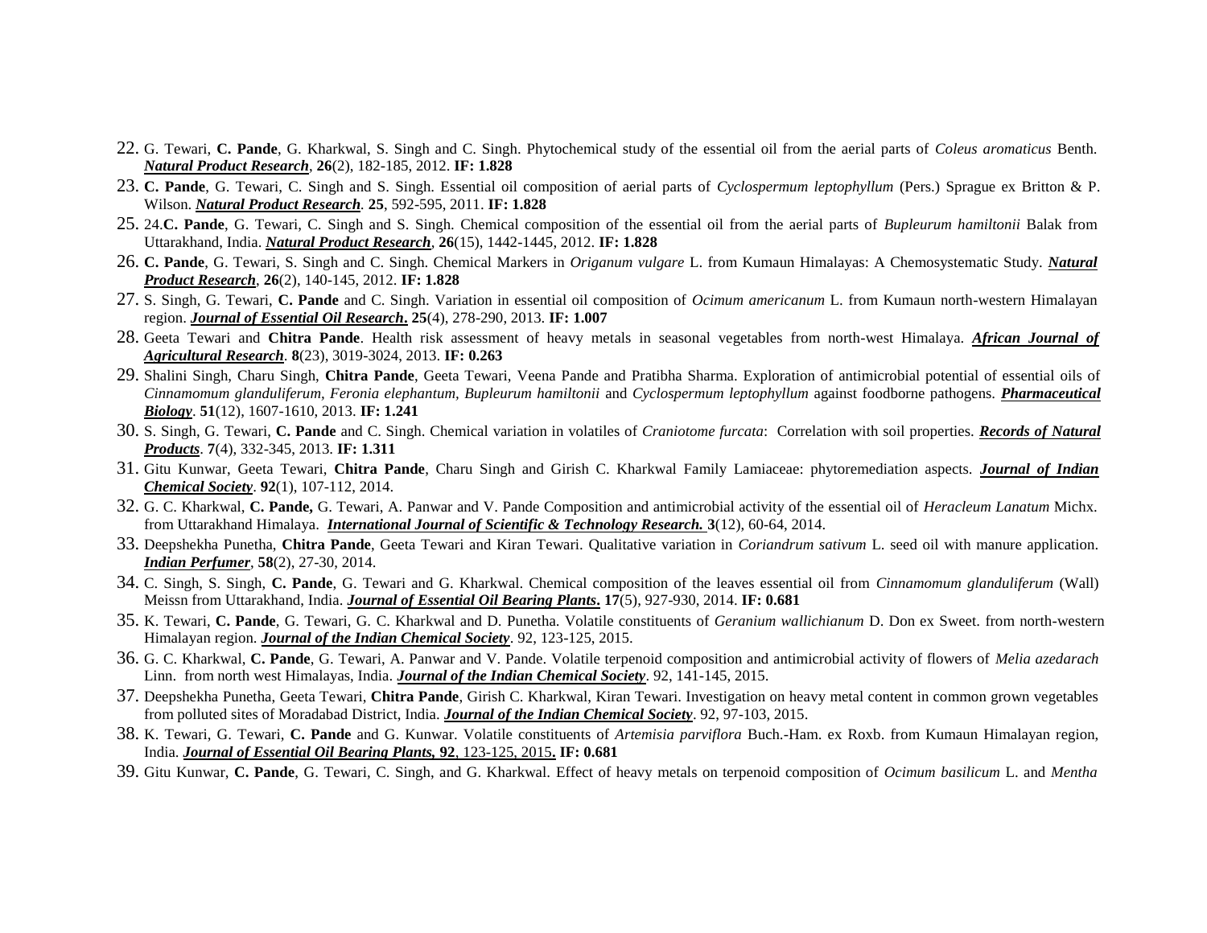22. G. Tewari, **C. Pande**, G. Kharkwal, S. Singh and C. Singh. Phytochemical study of the essential oil from the aerial parts of *Coleus aromaticus* Benth. ***Natural Product Research***, **26**(2), 182-185, 2012. **IF: 1.828**
23. **C. Pande**, G. Tewari, C. Singh and S. Singh. Essential oil composition of aerial parts of *Cyclospermum leptophyllum* (Pers.) Sprague ex Britton & P. Wilson. ***Natural Product Research***. **25**, 592-595, 2011. **IF: 1.828**
25. 24.**C. Pande**, G. Tewari, C. Singh and S. Singh. Chemical composition of the essential oil from the aerial parts of *Bupleurum hamiltonii* Balak from Uttarakhand, India. ***Natural Product Research***, **26**(15), 1442-1445, 2012. **IF: 1.828**
26. **C. Pande**, G. Tewari, S. Singh and C. Singh. Chemical Markers in *Origanum vulgare* L. from Kumaun Himalayas: A Chemosystematic Study. ***Natural Product Research***, **26**(2), 140-145, 2012. **IF: 1.828**
27. S. Singh, G. Tewari, **C. Pande** and C. Singh. Variation in essential oil composition of *Ocimum americanum* L. from Kumaun north-western Himalayan region. ***Journal of Essential Oil Research*****.** **25**(4), 278-290, 2013. **IF: 1.007**
28. Geeta Tewari and **Chitra Pande**. Health risk assessment of heavy metals in seasonal vegetables from north-west Himalaya. ***African Journal of Agricultural Research***. **8**(23), 3019-3024, 2013. **IF: 0.263**
29. Shalini Singh, Charu Singh, **Chitra Pande**, Geeta Tewari, Veena Pande and Pratibha Sharma. Exploration of antimicrobial potential of essential oils of *Cinnamomum glanduliferum, Feronia elephantum, Bupleurum hamiltonii* and *Cyclospermum leptophyllum* against foodborne pathogens. ***Pharmaceutical Biology***. **51**(12), 1607-1610, 2013. **IF: 1.241**
30. S. Singh, G. Tewari, **C. Pande** and C. Singh. Chemical variation in volatiles of *Craniotome furcata*: Correlation with soil properties. ***Records of Natural Products***. **7**(4), 332-345, 2013. **IF: 1.311**
31. Gitu Kunwar, Geeta Tewari, **Chitra Pande**, Charu Singh and Girish C. Kharkwal Family Lamiaceae: phytoremediation aspects. ***Journal of Indian Chemical Society***. **92**(1), 107-112, 2014.
32. G. C. Kharkwal, **C. Pande,** G. Tewari, A. Panwar and V. Pande Composition and antimicrobial activity of the essential oil of *Heracleum Lanatum* Michx. from Uttarakhand Himalaya. ***International Journal of Scientific & Technology Research.*** **3**(12), 60-64, 2014.
33. Deepshekha Punetha, **Chitra Pande**, Geeta Tewari and Kiran Tewari. Qualitative variation in *Coriandrum sativum* L. seed oil with manure application. ***Indian Perfumer***, **58**(2), 27-30, 2014.
34. C. Singh, S. Singh, **C. Pande**, G. Tewari and G. Kharkwal. Chemical composition of the leaves essential oil from *Cinnamomum glanduliferum* (Wall) Meissn from Uttarakhand, India. ***Journal of Essential Oil Bearing Plants*****.** **17**(5), 927-930, 2014. **IF: 0.681**
35. K. Tewari, **C. Pande**, G. Tewari, G. C. Kharkwal and D. Punetha. Volatile constituents of *Geranium wallichianum* D. Don ex Sweet. from north-western Himalayan region. ***Journal of the Indian Chemical Society***. 92, 123-125, 2015.
36. G. C. Kharkwal, **C. Pande**, G. Tewari, A. Panwar and V. Pande. Volatile terpenoid composition and antimicrobial activity of flowers of *Melia azedarach* Linn. from north west Himalayas, India. ***Journal of the Indian Chemical Society***. 92, 141-145, 2015.
37. Deepshekha Punetha, Geeta Tewari, **Chitra Pande**, Girish C. Kharkwal, Kiran Tewari. Investigation on heavy metal content in common grown vegetables from polluted sites of Moradabad District, India. ***Journal of the Indian Chemical Society***. 92, 97-103, 2015.
38. K. Tewari, G. Tewari, **C. Pande** and G. Kunwar. Volatile constituents of *Artemisia parviflora* Buch.-Ham. ex Roxb. from Kumaun Himalayan region, India. ***Journal of Essential Oil Bearing Plants,*** **92**, 123-125, 2015**.** **IF: 0.681**
39. Gitu Kunwar, **C. Pande**, G. Tewari, C. Singh, and G. Kharkwal. Effect of heavy metals on terpenoid composition of *Ocimum basilicum* L. and *Mentha*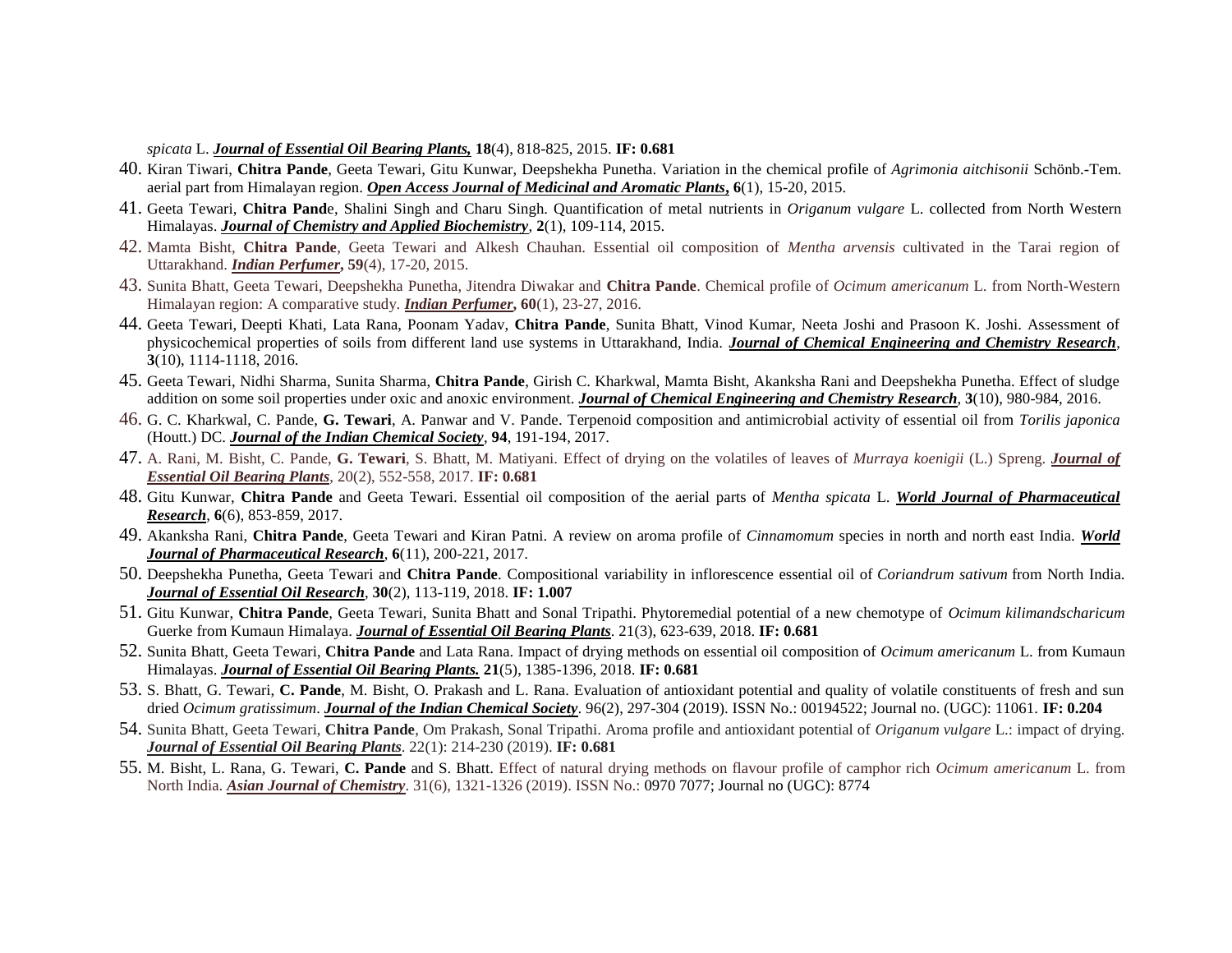*spicata* L. ***Journal of Essential Oil Bearing Plants,*** **18**(4), 818-825, 2015. **IF: 0.681**

40. Kiran Tiwari, **Chitra Pande**, Geeta Tewari, Gitu Kunwar, Deepshekha Punetha. Variation in the chemical profile of *Agrimonia aitchisonii* Schönb.-Tem. aerial part from Himalayan region. ***Open Access Journal of Medicinal and Aromatic Plants*, 6**(1), 15-20, 2015.
41. Geeta Tewari, **Chitra Pand**e, Shalini Singh and Charu Singh. Quantification of metal nutrients in *Origanum vulgare* L. collected from North Western Himalayas. ***Journal of Chemistry and Applied Biochemistry***, **2**(1), 109-114, 2015.
42. Mamta Bisht, **Chitra Pande**, Geeta Tewari and Alkesh Chauhan. Essential oil composition of *Mentha arvensis* cultivated in the Tarai region of Uttarakhand. ***Indian Perfumer*, 59**(4), 17-20, 2015.
43. Sunita Bhatt, Geeta Tewari, Deepshekha Punetha, Jitendra Diwakar and **Chitra Pande**. Chemical profile of *Ocimum americanum* L. from North-Western Himalayan region: A comparative study. ***Indian Perfumer*, 60**(1), 23-27, 2016.
44. Geeta Tewari, Deepti Khati, Lata Rana, Poonam Yadav, **Chitra Pande**, Sunita Bhatt, Vinod Kumar, Neeta Joshi and Prasoon K. Joshi. Assessment of physicochemical properties of soils from different land use systems in Uttarakhand, India. ***Journal of Chemical Engineering and Chemistry Research***, **3**(10), 1114-1118, 2016.
45. Geeta Tewari, Nidhi Sharma, Sunita Sharma, **Chitra Pande**, Girish C. Kharkwal, Mamta Bisht, Akanksha Rani and Deepshekha Punetha. Effect of sludge addition on some soil properties under oxic and anoxic environment. ***Journal of Chemical Engineering and Chemistry Research***, **3**(10), 980-984, 2016.
46. G. C. Kharkwal, C. Pande, **G. Tewari**, A. Panwar and V. Pande. Terpenoid composition and antimicrobial activity of essential oil from *Torilis japonica* (Houtt.) DC. ***Journal of the Indian Chemical Society***, **94**, 191-194, 2017.
47. A. Rani, M. Bisht, C. Pande, **G. Tewari**, S. Bhatt, M. Matiyani. Effect of drying on the volatiles of leaves of *Murraya koenigii* (L.) Spreng. ***Journal of Essential Oil Bearing Plants***, 20(2), 552-558, 2017. **IF: 0.681**
48. Gitu Kunwar, **Chitra Pande** and Geeta Tewari. Essential oil composition of the aerial parts of *Mentha spicata* L. ***World Journal of Pharmaceutical Research***, **6**(6), 853-859, 2017.
49. Akanksha Rani, **Chitra Pande**, Geeta Tewari and Kiran Patni. A review on aroma profile of *Cinnamomum* species in north and north east India. ***World Journal of Pharmaceutical Research***, **6**(11), 200-221, 2017.
50. Deepshekha Punetha, Geeta Tewari and **Chitra Pande**. Compositional variability in inflorescence essential oil of *Coriandrum sativum* from North India. ***Journal of Essential Oil Research***, **30**(2), 113-119, 2018. **IF: 1.007**
51. Gitu Kunwar, **Chitra Pande**, Geeta Tewari, Sunita Bhatt and Sonal Tripathi. Phytoremedial potential of a new chemotype of *Ocimum kilimandscharicum* Guerke from Kumaun Himalaya. ***Journal of Essential Oil Bearing Plants***. 21(3), 623-639, 2018. **IF: 0.681**
52. Sunita Bhatt, Geeta Tewari, **Chitra Pande** and Lata Rana. Impact of drying methods on essential oil composition of *Ocimum americanum* L. from Kumaun Himalayas. ***Journal of Essential Oil Bearing Plants.*** **21**(5), 1385-1396, 2018. **IF: 0.681**
53. S. Bhatt, G. Tewari, **C. Pande**, M. Bisht, O. Prakash and L. Rana. Evaluation of antioxidant potential and quality of volatile constituents of fresh and sun dried *Ocimum gratissimum*. ***Journal of the Indian Chemical Society***. 96(2), 297-304 (2019). ISSN No.: 00194522; Journal no. (UGC): 11061. **IF: 0.204**
54. Sunita Bhatt, Geeta Tewari, **Chitra Pande**, Om Prakash, Sonal Tripathi. Aroma profile and antioxidant potential of *Origanum vulgare* L.: impact of drying. ***Journal of Essential Oil Bearing Plants***. 22(1): 214-230 (2019). **IF: 0.681**
55. M. Bisht, L. Rana, G. Tewari, **C. Pande** and S. Bhatt. Effect of natural drying methods on flavour profile of camphor rich *Ocimum americanum* L. from North India. ***Asian Journal of Chemistry***. 31(6), 1321-1326 (2019). ISSN No.: 0970 7077; Journal no (UGC): 8774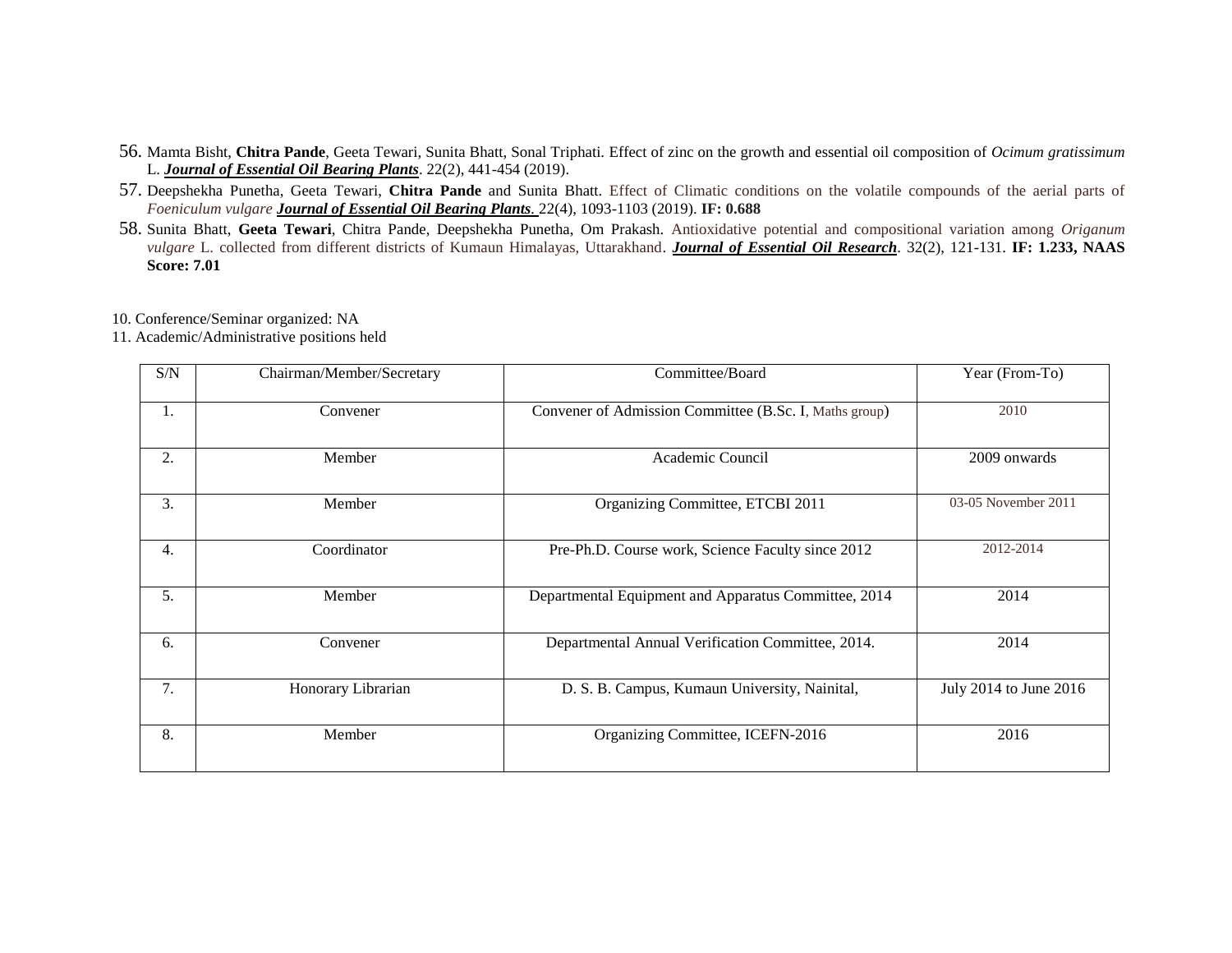56. Mamta Bisht, **Chitra Pande**, Geeta Tewari, Sunita Bhatt, Sonal Triphati. Effect of zinc on the growth and essential oil composition of *Ocimum gratissimum* L. ***Journal of Essential Oil Bearing Plants***. 22(2), 441-454 (2019).
57. Deepshekha Punetha, Geeta Tewari, **Chitra Pande** and Sunita Bhatt. Effect of Climatic conditions on the volatile compounds of the aerial parts of *Foeniculum vulgare* ***Journal of Essential Oil Bearing Plants***. 22(4), 1093-1103 (2019). **IF: 0.688**
58. Sunita Bhatt, **Geeta Tewari**, Chitra Pande, Deepshekha Punetha, Om Prakash. Antioxidative potential and compositional variation among *Origanum vulgare* L. collected from different districts of Kumaun Himalayas, Uttarakhand. ***Journal of Essential Oil Research***. 32(2), 121-131. **IF: 1.233, NAAS Score: 7.01**

10. Conference/Seminar organized: NA

11. Academic/Administrative positions held

| S/N | Chairman/Member/Secretary | Committee/Board | Year (From-To) |
|---|---|---|---|
| 1. | Convener | Convener of Admission Committee (B.Sc. I, Maths group) | 2010 |
| 2. | Member | Academic Council | 2009 onwards |
| 3. | Member | Organizing Committee, ETCBI 2011 | 03-05 November 2011 |
| 4. | Coordinator | Pre-Ph.D. Course work, Science Faculty since 2012 | 2012-2014 |
| 5. | Member | Departmental Equipment and Apparatus Committee, 2014 | 2014 |
| 6. | Convener | Departmental Annual Verification Committee, 2014. | 2014 |
| 7. | Honorary Librarian | D. S. B. Campus, Kumaun University, Nainital, | July 2014 to June 2016 |
| 8. | Member | Organizing Committee, ICEFN-2016 | 2016 |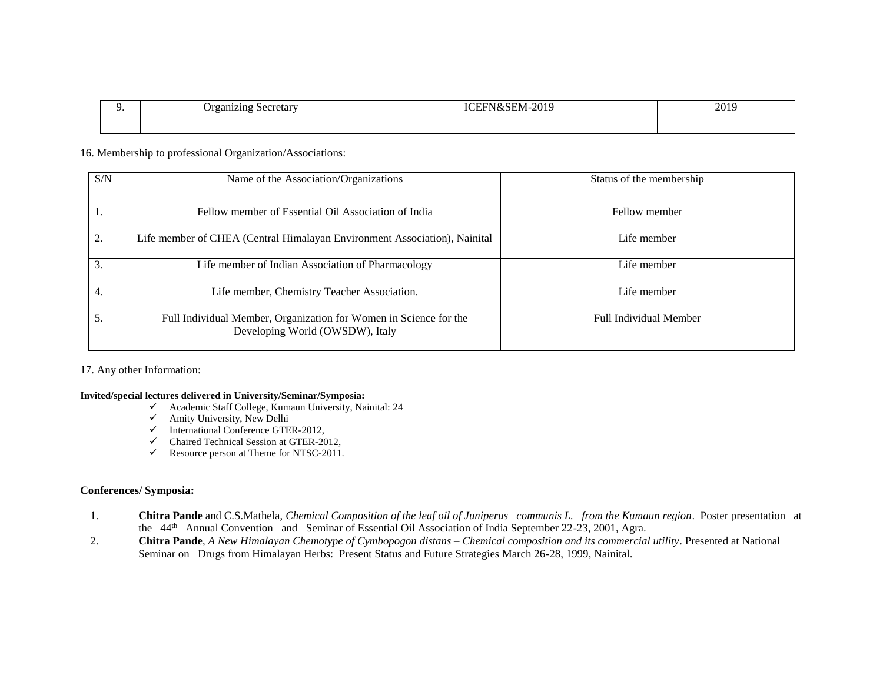| 9. | Organizing Secretary | ICEFN&SEM-2019 | 2019 |
|---|---|---|---|

16. Membership to professional Organization/Associations:

| S/N | Name of the Association/Organizations | Status of the membership |
|---|---|---|
| 1. | Fellow member of Essential Oil Association of India | Fellow member |
| 2. | Life member of CHEA (Central Himalayan Environment Association), Nainital | Life member |
| 3. | Life member of Indian Association of Pharmacology | Life member |
| 4. | Life member, Chemistry Teacher Association. | Life member |
| 5. | Full Individual Member, Organization for Women in Science for the Developing World (OWSDW), Italy | Full Individual Member |

17. Any other Information:

**Invited/special lectures delivered in University/Seminar/Symposia:**

- ✓ Academic Staff College, Kumaun University, Nainital: 24
- ✓ Amity University, New Delhi
- ✓ International Conference GTER-2012,
- ✓ Chaired Technical Session at GTER-2012,
- ✓ Resource person at Theme for NTSC-2011.

**Conferences/ Symposia:**

1. **Chitra Pande** and C.S.Mathela, *Chemical Composition of the leaf oil of Juniperus communis L. from the Kumaun region*. Poster presentation at the 44th Annual Convention and Seminar of Essential Oil Association of India September 22-23, 2001, Agra.
2. **Chitra Pande**, *A New Himalayan Chemotype of Cymbopogon distans – Chemical composition and its commercial utility*. Presented at National Seminar on Drugs from Himalayan Herbs: Present Status and Future Strategies March 26-28, 1999, Nainital.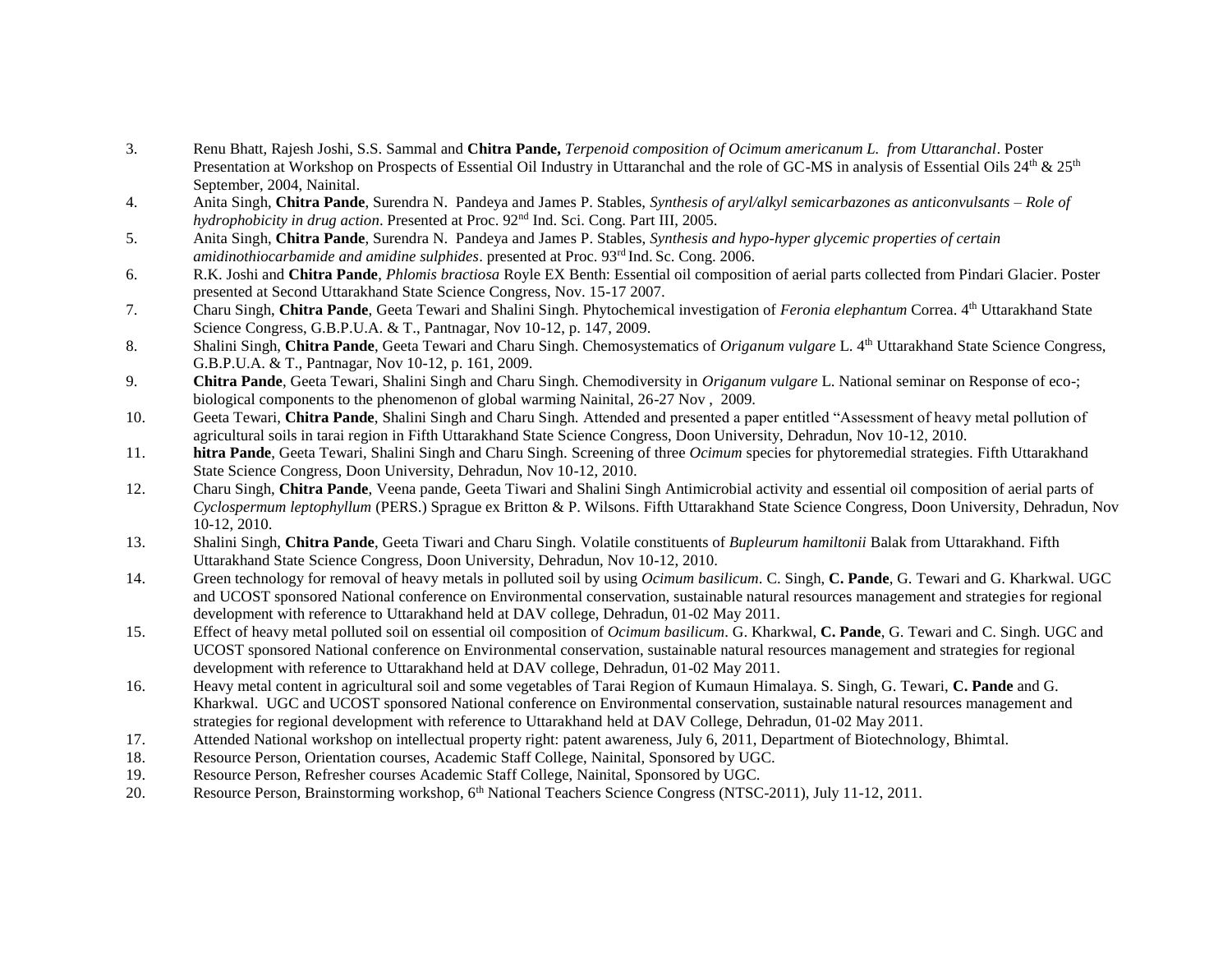3. Renu Bhatt, Rajesh Joshi, S.S. Sammal and **Chitra Pande,** *Terpenoid composition of Ocimum americanum L. from Uttaranchal*. Poster Presentation at Workshop on Prospects of Essential Oil Industry in Uttaranchal and the role of GC-MS in analysis of Essential Oils 24th & 25th September, 2004, Nainital.
4. Anita Singh, **Chitra Pande**, Surendra N. Pandeya and James P. Stables, *Synthesis of aryl/alkyl semicarbazones as anticonvulsants – Role of hydrophobicity in drug action*. Presented at Proc. 92nd Ind. Sci. Cong. Part III, 2005.
5. Anita Singh, **Chitra Pande**, Surendra N. Pandeya and James P. Stables, *Synthesis and hypo-hyper glycemic properties of certain amidinothiocarbamide and amidine sulphides*. presented at Proc. 93rd Ind. Sc. Cong. 2006.
6. R.K. Joshi and **Chitra Pande**, *Phlomis bractiosa* Royle EX Benth: Essential oil composition of aerial parts collected from Pindari Glacier. Poster presented at Second Uttarakhand State Science Congress, Nov. 15-17 2007.
7. Charu Singh, **Chitra Pande**, Geeta Tewari and Shalini Singh. Phytochemical investigation of *Feronia elephantum* Correa. 4th Uttarakhand State Science Congress, G.B.P.U.A. & T., Pantnagar, Nov 10-12, p. 147, 2009.
8. Shalini Singh, **Chitra Pande**, Geeta Tewari and Charu Singh. Chemosystematics of *Origanum vulgare* L. 4th Uttarakhand State Science Congress, G.B.P.U.A. & T., Pantnagar, Nov 10-12, p. 161, 2009.
9. **Chitra Pande**, Geeta Tewari, Shalini Singh and Charu Singh. Chemodiversity in *Origanum vulgare* L. National seminar on Response of eco-; biological components to the phenomenon of global warming Nainital, 26-27 Nov , 2009.
10. Geeta Tewari, **Chitra Pande**, Shalini Singh and Charu Singh. Attended and presented a paper entitled "Assessment of heavy metal pollution of agricultural soils in tarai region in Fifth Uttarakhand State Science Congress, Doon University, Dehradun, Nov 10-12, 2010.
11. **hitra Pande**, Geeta Tewari, Shalini Singh and Charu Singh. Screening of three *Ocimum* species for phytoremedial strategies. Fifth Uttarakhand State Science Congress, Doon University, Dehradun, Nov 10-12, 2010.
12. Charu Singh, **Chitra Pande**, Veena pande, Geeta Tiwari and Shalini Singh Antimicrobial activity and essential oil composition of aerial parts of *Cyclospermum leptophyllum* (PERS.) Sprague ex Britton & P. Wilsons. Fifth Uttarakhand State Science Congress, Doon University, Dehradun, Nov 10-12, 2010.
13. Shalini Singh, **Chitra Pande**, Geeta Tiwari and Charu Singh. Volatile constituents of *Bupleurum hamiltonii* Balak from Uttarakhand. Fifth Uttarakhand State Science Congress, Doon University, Dehradun, Nov 10-12, 2010.
14. Green technology for removal of heavy metals in polluted soil by using *Ocimum basilicum*. C. Singh, **C. Pande**, G. Tewari and G. Kharkwal. UGC and UCOST sponsored National conference on Environmental conservation, sustainable natural resources management and strategies for regional development with reference to Uttarakhand held at DAV college, Dehradun, 01-02 May 2011.
15. Effect of heavy metal polluted soil on essential oil composition of *Ocimum basilicum*. G. Kharkwal, **C. Pande**, G. Tewari and C. Singh. UGC and UCOST sponsored National conference on Environmental conservation, sustainable natural resources management and strategies for regional development with reference to Uttarakhand held at DAV college, Dehradun, 01-02 May 2011.
16. Heavy metal content in agricultural soil and some vegetables of Tarai Region of Kumaun Himalaya. S. Singh, G. Tewari, **C. Pande** and G. Kharkwal. UGC and UCOST sponsored National conference on Environmental conservation, sustainable natural resources management and strategies for regional development with reference to Uttarakhand held at DAV College, Dehradun, 01-02 May 2011.
17. Attended National workshop on intellectual property right: patent awareness, July 6, 2011, Department of Biotechnology, Bhimtal.
18. Resource Person, Orientation courses, Academic Staff College, Nainital, Sponsored by UGC.
19. Resource Person, Refresher courses Academic Staff College, Nainital, Sponsored by UGC.
20. Resource Person, Brainstorming workshop, 6th National Teachers Science Congress (NTSC-2011), July 11-12, 2011.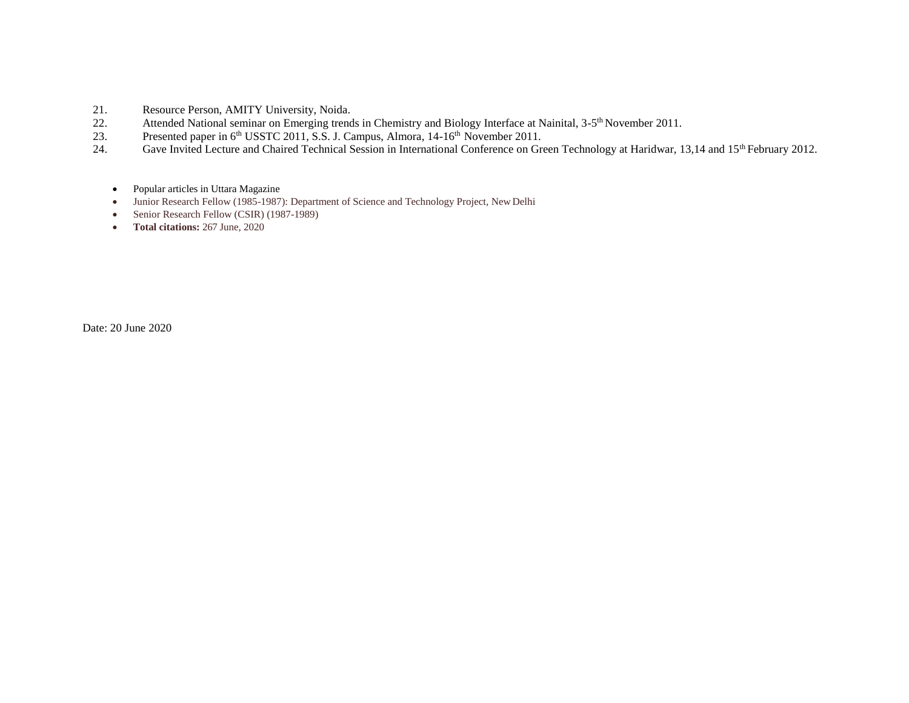21. Resource Person, AMITY University, Noida.
22. Attended National seminar on Emerging trends in Chemistry and Biology Interface at Nainital, 3-5$^{th}$ November 2011.
23. Presented paper in 6$^{th}$ USSTC 2011, S.S. J. Campus, Almora, 14-16$^{th}$ November 2011.
24. Gave Invited Lecture and Chaired Technical Session in International Conference on Green Technology at Haridwar, 13,14 and 15$^{th}$ February 2012.

- Popular articles in Uttara Magazine
- Junior Research Fellow (1985-1987): Department of Science and Technology Project, New Delhi
- Senior Research Fellow (CSIR) (1987-1989)
- **Total citations:** 267 June, 2020

Date: 20 June 2020